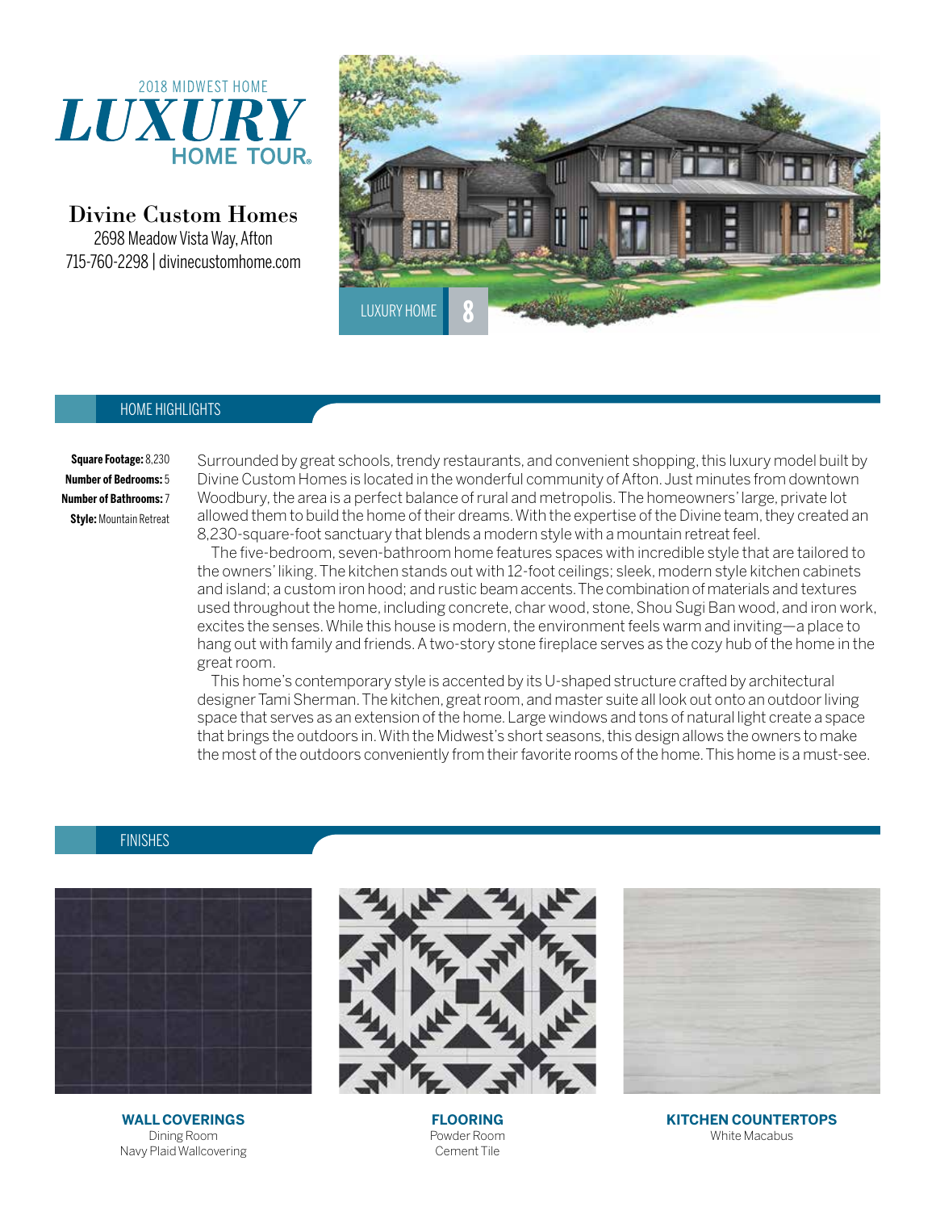2018 MIDWEST HOME

# LUXURY HOME TOUR®

## Divine Custom Homes

2698 Meadow Vista Way, Afton
715-760-2298 | divinecustomhome.com

LUXURY HOME 8

## HOME HIGHLIGHTS

**Square Footage:** 8,230
**Number of Bedrooms:** 5
**Number of Bathrooms:** 7
**Style:** Mountain Retreat

Surrounded by great schools, trendy restaurants, and convenient shopping, this luxury model built by Divine Custom Homes is located in the wonderful community of Afton. Just minutes from downtown Woodbury, the area is a perfect balance of rural and metropolis. The homeowners' large, private lot allowed them to build the home of their dreams. With the expertise of the Divine team, they created an 8,230-square-foot sanctuary that blends a modern style with a mountain retreat feel.

The five-bedroom, seven-bathroom home features spaces with incredible style that are tailored to the owners' liking. The kitchen stands out with 12-foot ceilings; sleek, modern style kitchen cabinets and island; a custom iron hood; and rustic beam accents. The combination of materials and textures used throughout the home, including concrete, char wood, stone, Shou Sugi Ban wood, and iron work, excites the senses. While this house is modern, the environment feels warm and inviting—a place to hang out with family and friends. A two-story stone fireplace serves as the cozy hub of the home in the great room.

This home's contemporary style is accented by its U-shaped structure crafted by architectural designer Tami Sherman. The kitchen, great room, and master suite all look out onto an outdoor living space that serves as an extension of the home. Large windows and tons of natural light create a space that brings the outdoors in. With the Midwest's short seasons, this design allows the owners to make the most of the outdoors conveniently from their favorite rooms of the home. This home is a must-see.

## FINISHES

**WALL COVERINGS**
Dining Room
Navy Plaid Wallcovering

**FLOORING**
Powder Room
Cement Tile

**KITCHEN COUNTERTOPS**
White Macabus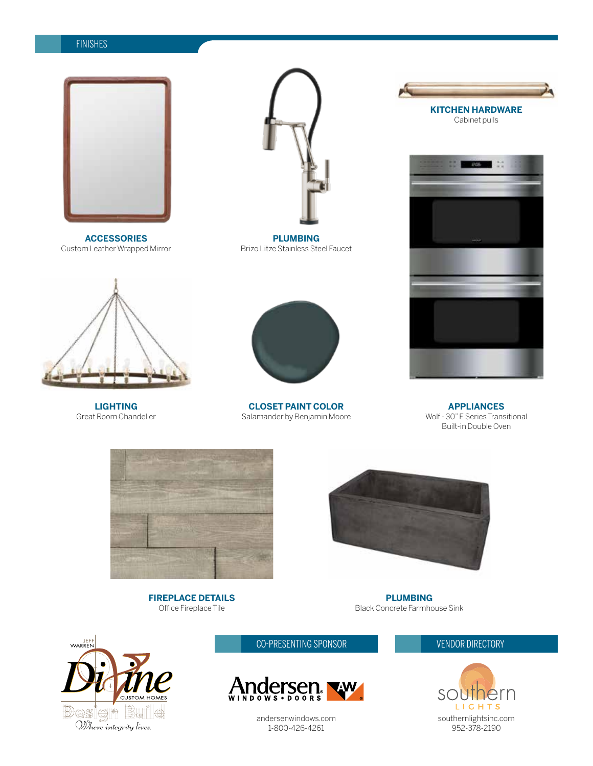## FINISHES

**KITCHEN HARDWARE**
Cabinet pulls

**ACCESSORIES**
Custom Leather Wrapped Mirror

**PLUMBING**
Brizo Litze Stainless Steel Faucet

**LIGHTING**
Great Room Chandelier

**CLOSET PAINT COLOR**
Salamander by Benjamin Moore

**APPLIANCES**
Wolf - 30" E Series Transitional
Built-in Double Oven

**FIREPLACE DETAILS**
Office Fireplace Tile

**PLUMBING**
Black Concrete Farmhouse Sink

JEFF WARREN Divine CUSTOM HOMES Design Build
*Where integrity lives.*

### CO-PRESENTING SPONSOR

Andersen® WINDOWS • DOORS
andersenwindows.com
1-800-426-4261

### VENDOR DIRECTORY

southern LIGHTS
southernlightsinc.com
952-378-2190